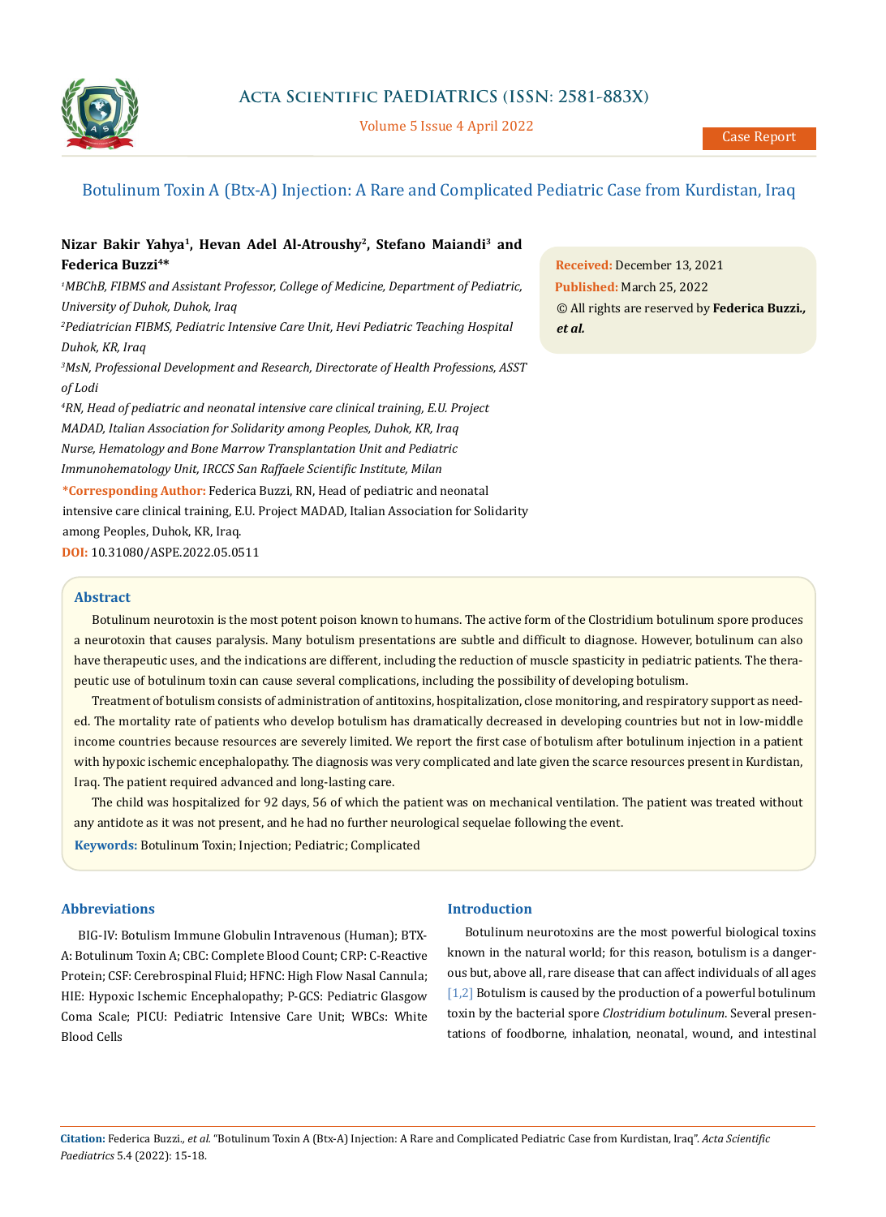Case Report

# Botulinum Toxin A (Btx-A) Injection: A Rare and Complicated Pediatric Case from Kurdistan, Iraq

**Nizar Bakir Yahya[1], Hevan Adel Al-Atroushy[2], Stefano Maiandi[3] and Federica Buzzi[4]\***

*[1]MBChB, FIBMS and Assistant Professor, College of Medicine, Department of Pediatric, University of Duhok, Duhok, Iraq*

*[2]Pediatrician FIBMS, Pediatric Intensive Care Unit, Hevi Pediatric Teaching Hospital Duhok, KR, Iraq*

*[3]MsN, Professional Development and Research, Directorate of Health Professions, ASST of Lodi*

*[4]RN, Head of pediatric and neonatal intensive care clinical training, E.U. Project MADAD, Italian Association for Solidarity among Peoples, Duhok, KR, Iraq*

*Nurse, Hematology and Bone Marrow Transplantation Unit and Pediatric Immunohematology Unit, IRCCS San Raffaele Scientific Institute, Milan*

**\*Corresponding Author:** Federica Buzzi, RN, Head of pediatric and neonatal intensive care clinical training, E.U. Project MADAD, Italian Association for Solidarity among Peoples, Duhok, KR, Iraq.

**DOI:** 10.31080/ASPE.2022.05.0511

**Received:** December 13, 2021
**Published:** March 25, 2022
© All rights are reserved by **Federica Buzzi., *et al.***

## Abstract

Botulinum neurotoxin is the most potent poison known to humans. The active form of the Clostridium botulinum spore produces a neurotoxin that causes paralysis. Many botulism presentations are subtle and difficult to diagnose. However, botulinum can also have therapeutic uses, and the indications are different, including the reduction of muscle spasticity in pediatric patients. The therapeutic use of botulinum toxin can cause several complications, including the possibility of developing botulism.

Treatment of botulism consists of administration of antitoxins, hospitalization, close monitoring, and respiratory support as needed. The mortality rate of patients who develop botulism has dramatically decreased in developing countries but not in low-middle income countries because resources are severely limited. We report the first case of botulism after botulinum injection in a patient with hypoxic ischemic encephalopathy. The diagnosis was very complicated and late given the scarce resources present in Kurdistan, Iraq. The patient required advanced and long-lasting care.

The child was hospitalized for 92 days, 56 of which the patient was on mechanical ventilation. The patient was treated without any antidote as it was not present, and he had no further neurological sequelae following the event.

**Keywords:** Botulinum Toxin; Injection; Pediatric; Complicated

## Abbreviations

BIG-IV: Botulism Immune Globulin Intravenous (Human); BTX-A: Botulinum Toxin A; CBC: Complete Blood Count; CRP: C-Reactive Protein; CSF: Cerebrospinal Fluid; HFNC: High Flow Nasal Cannula; HIE: Hypoxic Ischemic Encephalopathy; P-GCS: Pediatric Glasgow Coma Scale; PICU: Pediatric Intensive Care Unit; WBCs: White Blood Cells

## Introduction

Botulinum neurotoxins are the most powerful biological toxins known in the natural world; for this reason, botulism is a dangerous but, above all, rare disease that can affect individuals of all ages [1,2] Botulism is caused by the production of a powerful botulinum toxin by the bacterial spore *Clostridium botulinum*. Several presentations of foodborne, inhalation, neonatal, wound, and intestinal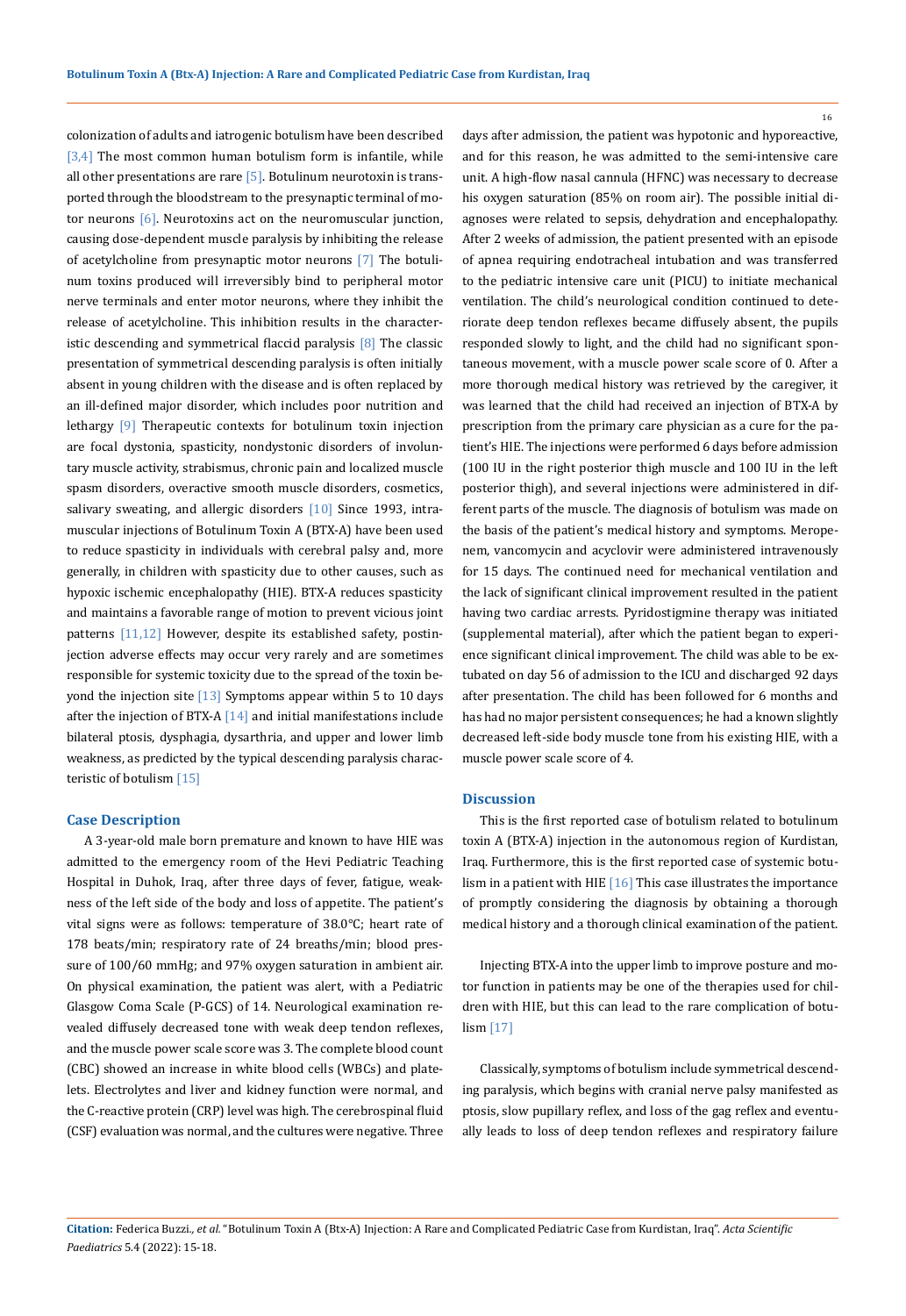colonization of adults and iatrogenic botulism have been described [3,4] The most common human botulism form is infantile, while all other presentations are rare [5]. Botulinum neurotoxin is transported through the bloodstream to the presynaptic terminal of motor neurons [6]. Neurotoxins act on the neuromuscular junction, causing dose-dependent muscle paralysis by inhibiting the release of acetylcholine from presynaptic motor neurons [7] The botulinum toxins produced will irreversibly bind to peripheral motor nerve terminals and enter motor neurons, where they inhibit the release of acetylcholine. This inhibition results in the characteristic descending and symmetrical flaccid paralysis [8] The classic presentation of symmetrical descending paralysis is often initially absent in young children with the disease and is often replaced by an ill-defined major disorder, which includes poor nutrition and lethargy [9] Therapeutic contexts for botulinum toxin injection are focal dystonia, spasticity, nondystonic disorders of involuntary muscle activity, strabismus, chronic pain and localized muscle spasm disorders, overactive smooth muscle disorders, cosmetics, salivary sweating, and allergic disorders [10] Since 1993, intramuscular injections of Botulinum Toxin A (BTX-A) have been used to reduce spasticity in individuals with cerebral palsy and, more generally, in children with spasticity due to other causes, such as hypoxic ischemic encephalopathy (HIE). BTX-A reduces spasticity and maintains a favorable range of motion to prevent vicious joint patterns [11,12] However, despite its established safety, postinjection adverse effects may occur very rarely and are sometimes responsible for systemic toxicity due to the spread of the toxin beyond the injection site [13] Symptoms appear within 5 to 10 days after the injection of BTX-A [14] and initial manifestations include bilateral ptosis, dysphagia, dysarthria, and upper and lower limb weakness, as predicted by the typical descending paralysis characteristic of botulism [15]

## Case Description

A 3-year-old male born premature and known to have HIE was admitted to the emergency room of the Hevi Pediatric Teaching Hospital in Duhok, Iraq, after three days of fever, fatigue, weakness of the left side of the body and loss of appetite. The patient's vital signs were as follows: temperature of 38.0°C; heart rate of 178 beats/min; respiratory rate of 24 breaths/min; blood pressure of 100/60 mmHg; and 97% oxygen saturation in ambient air. On physical examination, the patient was alert, with a Pediatric Glasgow Coma Scale (P-GCS) of 14. Neurological examination revealed diffusely decreased tone with weak deep tendon reflexes, and the muscle power scale score was 3. The complete blood count (CBC) showed an increase in white blood cells (WBCs) and platelets. Electrolytes and liver and kidney function were normal, and the C-reactive protein (CRP) level was high. The cerebrospinal fluid (CSF) evaluation was normal, and the cultures were negative. Three days after admission, the patient was hypotonic and hyporeactive, and for this reason, he was admitted to the semi-intensive care unit. A high-flow nasal cannula (HFNC) was necessary to decrease his oxygen saturation (85% on room air). The possible initial diagnoses were related to sepsis, dehydration and encephalopathy. After 2 weeks of admission, the patient presented with an episode of apnea requiring endotracheal intubation and was transferred to the pediatric intensive care unit (PICU) to initiate mechanical ventilation. The child's neurological condition continued to deteriorate deep tendon reflexes became diffusely absent, the pupils responded slowly to light, and the child had no significant spontaneous movement, with a muscle power scale score of 0. After a more thorough medical history was retrieved by the caregiver, it was learned that the child had received an injection of BTX-A by prescription from the primary care physician as a cure for the patient's HIE. The injections were performed 6 days before admission (100 IU in the right posterior thigh muscle and 100 IU in the left posterior thigh), and several injections were administered in different parts of the muscle. The diagnosis of botulism was made on the basis of the patient's medical history and symptoms. Meropenem, vancomycin and acyclovir were administered intravenously for 15 days. The continued need for mechanical ventilation and the lack of significant clinical improvement resulted in the patient having two cardiac arrests. Pyridostigmine therapy was initiated (supplemental material), after which the patient began to experience significant clinical improvement. The child was able to be extubated on day 56 of admission to the ICU and discharged 92 days after presentation. The child has been followed for 6 months and has had no major persistent consequences; he had a known slightly decreased left-side body muscle tone from his existing HIE, with a muscle power scale score of 4.

## Discussion

This is the first reported case of botulism related to botulinum toxin A (BTX-A) injection in the autonomous region of Kurdistan, Iraq. Furthermore, this is the first reported case of systemic botulism in a patient with HIE [16] This case illustrates the importance of promptly considering the diagnosis by obtaining a thorough medical history and a thorough clinical examination of the patient.

Injecting BTX-A into the upper limb to improve posture and motor function in patients may be one of the therapies used for children with HIE, but this can lead to the rare complication of botulism [17]

Classically, symptoms of botulism include symmetrical descending paralysis, which begins with cranial nerve palsy manifested as ptosis, slow pupillary reflex, and loss of the gag reflex and eventually leads to loss of deep tendon reflexes and respiratory failure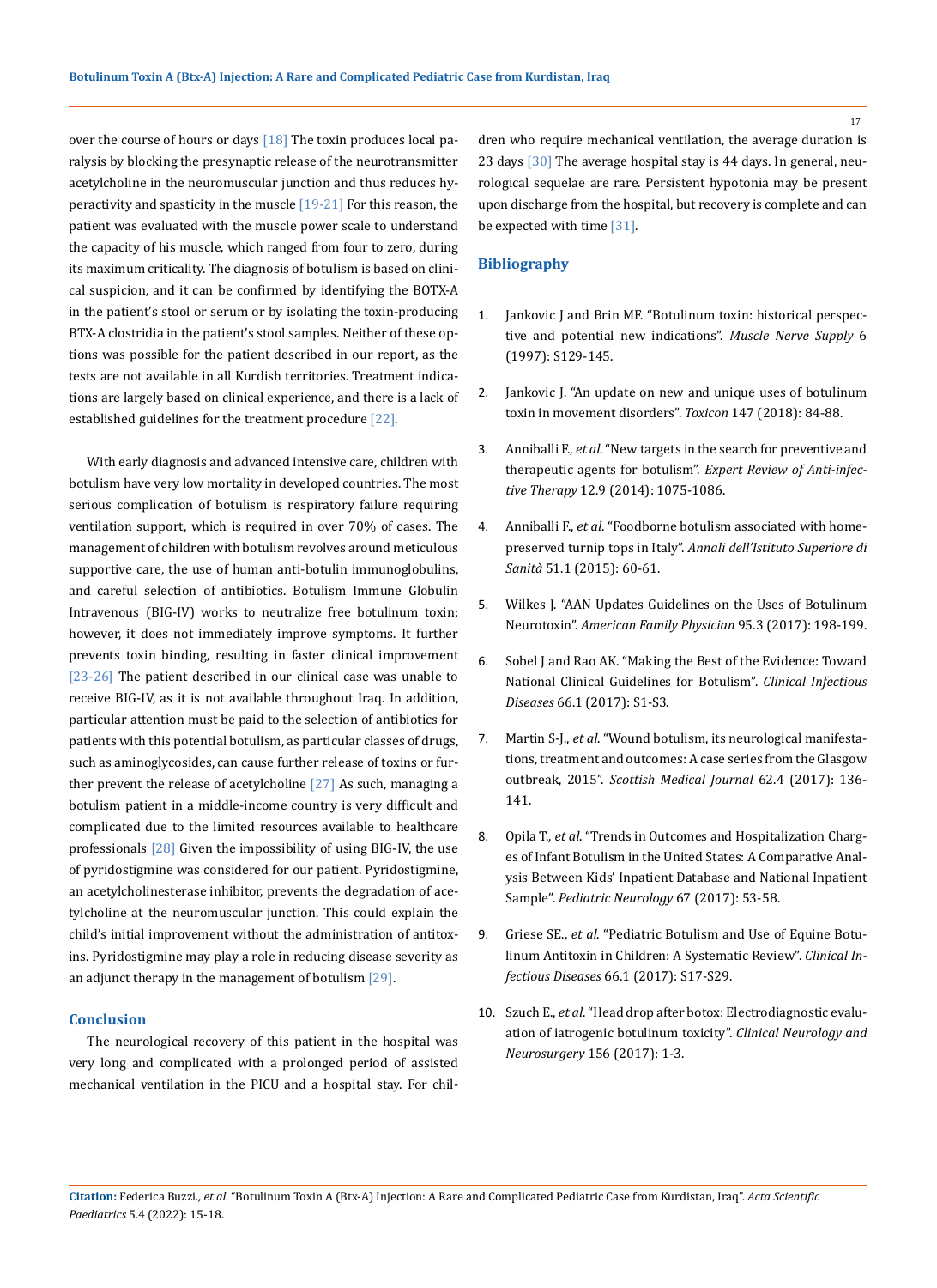over the course of hours or days [18] The toxin produces local paralysis by blocking the presynaptic release of the neurotransmitter acetylcholine in the neuromuscular junction and thus reduces hyperactivity and spasticity in the muscle [19-21] For this reason, the patient was evaluated with the muscle power scale to understand the capacity of his muscle, which ranged from four to zero, during its maximum criticality. The diagnosis of botulism is based on clinical suspicion, and it can be confirmed by identifying the BOTX-A in the patient's stool or serum or by isolating the toxin-producing BTX-A clostridia in the patient's stool samples. Neither of these options was possible for the patient described in our report, as the tests are not available in all Kurdish territories. Treatment indications are largely based on clinical experience, and there is a lack of established guidelines for the treatment procedure [22].

With early diagnosis and advanced intensive care, children with botulism have very low mortality in developed countries. The most serious complication of botulism is respiratory failure requiring ventilation support, which is required in over 70% of cases. The management of children with botulism revolves around meticulous supportive care, the use of human anti-botulin immunoglobulins, and careful selection of antibiotics. Botulism Immune Globulin Intravenous (BIG-IV) works to neutralize free botulinum toxin; however, it does not immediately improve symptoms. It further prevents toxin binding, resulting in faster clinical improvement [23-26] The patient described in our clinical case was unable to receive BIG-IV, as it is not available throughout Iraq. In addition, particular attention must be paid to the selection of antibiotics for patients with this potential botulism, as particular classes of drugs, such as aminoglycosides, can cause further release of toxins or further prevent the release of acetylcholine [27] As such, managing a botulism patient in a middle-income country is very difficult and complicated due to the limited resources available to healthcare professionals [28] Given the impossibility of using BIG-IV, the use of pyridostigmine was considered for our patient. Pyridostigmine, an acetylcholinesterase inhibitor, prevents the degradation of acetylcholine at the neuromuscular junction. This could explain the child's initial improvement without the administration of antitoxins. Pyridostigmine may play a role in reducing disease severity as an adjunct therapy in the management of botulism [29].

## Conclusion

The neurological recovery of this patient in the hospital was very long and complicated with a prolonged period of assisted mechanical ventilation in the PICU and a hospital stay. For children who require mechanical ventilation, the average duration is 23 days [30] The average hospital stay is 44 days. In general, neurological sequelae are rare. Persistent hypotonia may be present upon discharge from the hospital, but recovery is complete and can be expected with time [31].

## Bibliography

1. Jankovic J and Brin MF. "Botulinum toxin: historical perspective and potential new indications". *Muscle Nerve Supply* 6 (1997): S129-145.
2. Jankovic J. "An update on new and unique uses of botulinum toxin in movement disorders". *Toxicon* 147 (2018): 84-88.
3. Anniballi F., *et al*. "New targets in the search for preventive and therapeutic agents for botulism". *Expert Review of Anti-infective Therapy* 12.9 (2014): 1075-1086.
4. Anniballi F., *et al*. "Foodborne botulism associated with home-preserved turnip tops in Italy". *Annali dell'Istituto Superiore di Sanità* 51.1 (2015): 60-61.
5. Wilkes J. "AAN Updates Guidelines on the Uses of Botulinum Neurotoxin". *American Family Physician* 95.3 (2017): 198-199.
6. Sobel J and Rao AK. "Making the Best of the Evidence: Toward National Clinical Guidelines for Botulism". *Clinical Infectious Diseases* 66.1 (2017): S1-S3.
7. Martin S-J., *et al*. "Wound botulism, its neurological manifestations, treatment and outcomes: A case series from the Glasgow outbreak, 2015". *Scottish Medical Journal* 62.4 (2017): 136-141.
8. Opila T., *et al*. "Trends in Outcomes and Hospitalization Charges of Infant Botulism in the United States: A Comparative Analysis Between Kids' Inpatient Database and National Inpatient Sample". *Pediatric Neurology* 67 (2017): 53-58.
9. Griese SE., *et al*. "Pediatric Botulism and Use of Equine Botulinum Antitoxin in Children: A Systematic Review". *Clinical Infectious Diseases* 66.1 (2017): S17-S29.
10. Szuch E., *et al*. "Head drop after botox: Electrodiagnostic evaluation of iatrogenic botulinum toxicity". *Clinical Neurology and Neurosurgery* 156 (2017): 1-3.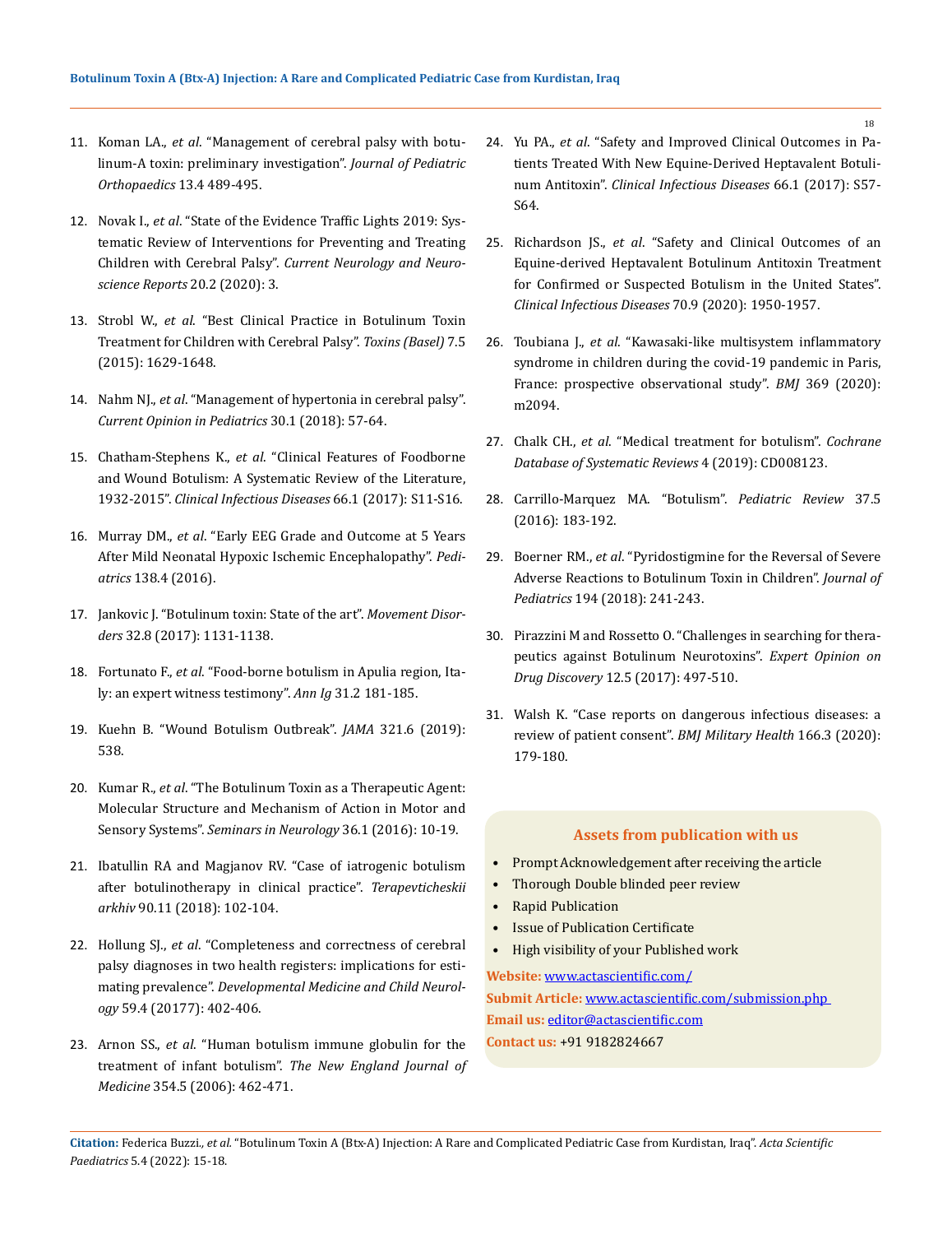11. Koman LA., *et al*. "Management of cerebral palsy with botulinum-A toxin: preliminary investigation". *Journal of Pediatric Orthopaedics* 13.4 489-495.
12. Novak I., *et al*. "State of the Evidence Traffic Lights 2019: Systematic Review of Interventions for Preventing and Treating Children with Cerebral Palsy". *Current Neurology and Neuroscience Reports* 20.2 (2020): 3.
13. Strobl W., *et al*. "Best Clinical Practice in Botulinum Toxin Treatment for Children with Cerebral Palsy". *Toxins (Basel)* 7.5 (2015): 1629-1648.
14. Nahm NJ., *et al*. "Management of hypertonia in cerebral palsy". *Current Opinion in Pediatrics* 30.1 (2018): 57-64.
15. Chatham-Stephens K., *et al*. "Clinical Features of Foodborne and Wound Botulism: A Systematic Review of the Literature, 1932-2015". *Clinical Infectious Diseases* 66.1 (2017): S11-S16.
16. Murray DM., *et al*. "Early EEG Grade and Outcome at 5 Years After Mild Neonatal Hypoxic Ischemic Encephalopathy". *Pediatrics* 138.4 (2016).
17. Jankovic J. "Botulinum toxin: State of the art". *Movement Disorders* 32.8 (2017): 1131-1138.
18. Fortunato F., *et al*. "Food-borne botulism in Apulia region, Italy: an expert witness testimony". *Ann Ig* 31.2 181-185.
19. Kuehn B. "Wound Botulism Outbreak". *JAMA* 321.6 (2019): 538.
20. Kumar R., *et al*. "The Botulinum Toxin as a Therapeutic Agent: Molecular Structure and Mechanism of Action in Motor and Sensory Systems". *Seminars in Neurology* 36.1 (2016): 10-19.
21. Ibatullin RA and Magjanov RV. "Case of iatrogenic botulism after botulinotherapy in clinical practice". *Terapevticheskii arkhiv* 90.11 (2018): 102-104.
22. Hollung SJ., *et al*. "Completeness and correctness of cerebral palsy diagnoses in two health registers: implications for estimating prevalence". *Developmental Medicine and Child Neurology* 59.4 (20177): 402-406.
23. Arnon SS., *et al*. "Human botulism immune globulin for the treatment of infant botulism". *The New England Journal of Medicine* 354.5 (2006): 462-471.
24. Yu PA., *et al*. "Safety and Improved Clinical Outcomes in Patients Treated With New Equine-Derived Heptavalent Botulinum Antitoxin". *Clinical Infectious Diseases* 66.1 (2017): S57-S64.
25. Richardson JS., *et al*. "Safety and Clinical Outcomes of an Equine-derived Heptavalent Botulinum Antitoxin Treatment for Confirmed or Suspected Botulism in the United States". *Clinical Infectious Diseases* 70.9 (2020): 1950-1957.
26. Toubiana J., *et al*. "Kawasaki-like multisystem inflammatory syndrome in children during the covid-19 pandemic in Paris, France: prospective observational study". *BMJ* 369 (2020): m2094.
27. Chalk CH., *et al*. "Medical treatment for botulism". *Cochrane Database of Systematic Reviews* 4 (2019): CD008123.
28. Carrillo-Marquez MA. "Botulism". *Pediatric Review* 37.5 (2016): 183-192.
29. Boerner RM., *et al*. "Pyridostigmine for the Reversal of Severe Adverse Reactions to Botulinum Toxin in Children". *Journal of Pediatrics* 194 (2018): 241-243.
30. Pirazzini M and Rossetto O. "Challenges in searching for therapeutics against Botulinum Neurotoxins". *Expert Opinion on Drug Discovery* 12.5 (2017): 497-510.
31. Walsh K. "Case reports on dangerous infectious diseases: a review of patient consent". *BMJ Military Health* 166.3 (2020): 179-180.

**Assets from publication with us**

- Prompt Acknowledgement after receiving the article
- Thorough Double blinded peer review
- Rapid Publication
- Issue of Publication Certificate
- High visibility of your Published work

**Website:** www.actascientific.com/
**Submit Article:** www.actascientific.com/submission.php
**Email us:** editor@actascientific.com
**Contact us:** +91 9182824667